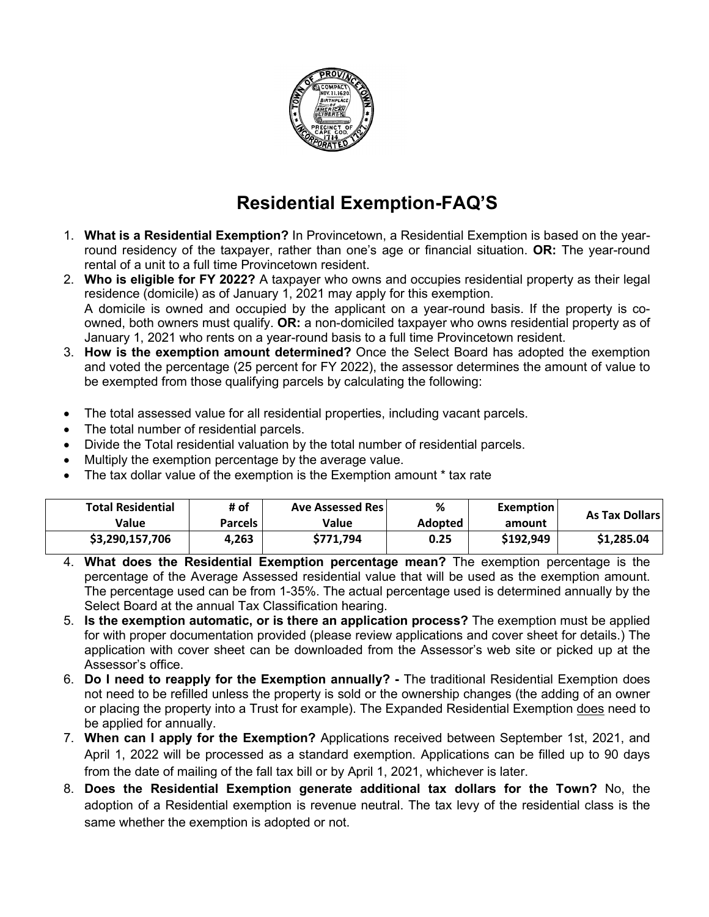# Residential Exemption-FAQ'S

1. **What is a Residential Exemption?** In Provincetown, a Residential Exemption is based on the year-round residency of the taxpayer, rather than one's age or financial situation. **OR:** The year-round rental of a unit to a full time Provincetown resident.
2. **Who is eligible for FY 2022?** A taxpayer who owns and occupies residential property as their legal residence (domicile) as of January 1, 2021 may apply for this exemption.
   A domicile is owned and occupied by the applicant on a year-round basis. If the property is co-owned, both owners must qualify. **OR:** a non-domiciled taxpayer who owns residential property as of January 1, 2021 who rents on a year-round basis to a full time Provincetown resident.
3. **How is the exemption amount determined?** Once the Select Board has adopted the exemption and voted the percentage (25 percent for FY 2022), the assessor determines the amount of value to be exempted from those qualifying parcels by calculating the following:

- The total assessed value for all residential properties, including vacant parcels.
- The total number of residential parcels.
- Divide the Total residential valuation by the total number of residential parcels.
- Multiply the exemption percentage by the average value.
- The tax dollar value of the exemption is the Exemption amount * tax rate

| Total Residential Value | # of Parcels | Ave Assessed Res Value | % Adopted | Exemption amount | As Tax Dollars |
|---|---|---|---|---|---|
| $3,290,157,706 | 4,263 | $771,794 | 0.25 | $192,949 | $1,285.04 |

4. **What does the Residential Exemption percentage mean?** The exemption percentage is the percentage of the Average Assessed residential value that will be used as the exemption amount. The percentage used can be from 1-35%. The actual percentage used is determined annually by the Select Board at the annual Tax Classification hearing.
5. **Is the exemption automatic, or is there an application process?** The exemption must be applied for with proper documentation provided (please review applications and cover sheet for details.) The application with cover sheet can be downloaded from the Assessor's web site or picked up at the Assessor's office.
6. **Do I need to reapply for the Exemption annually? -** The traditional Residential Exemption does not need to be refilled unless the property is sold or the ownership changes (the adding of an owner or placing the property into a Trust for example). The Expanded Residential Exemption does need to be applied for annually.
7. **When can I apply for the Exemption?** Applications received between September 1st, 2021, and April 1, 2022 will be processed as a standard exemption. Applications can be filled up to 90 days from the date of mailing of the fall tax bill or by April 1, 2021, whichever is later.
8. **Does the Residential Exemption generate additional tax dollars for the Town?** No, the adoption of a Residential exemption is revenue neutral. The tax levy of the residential class is the same whether the exemption is adopted or not.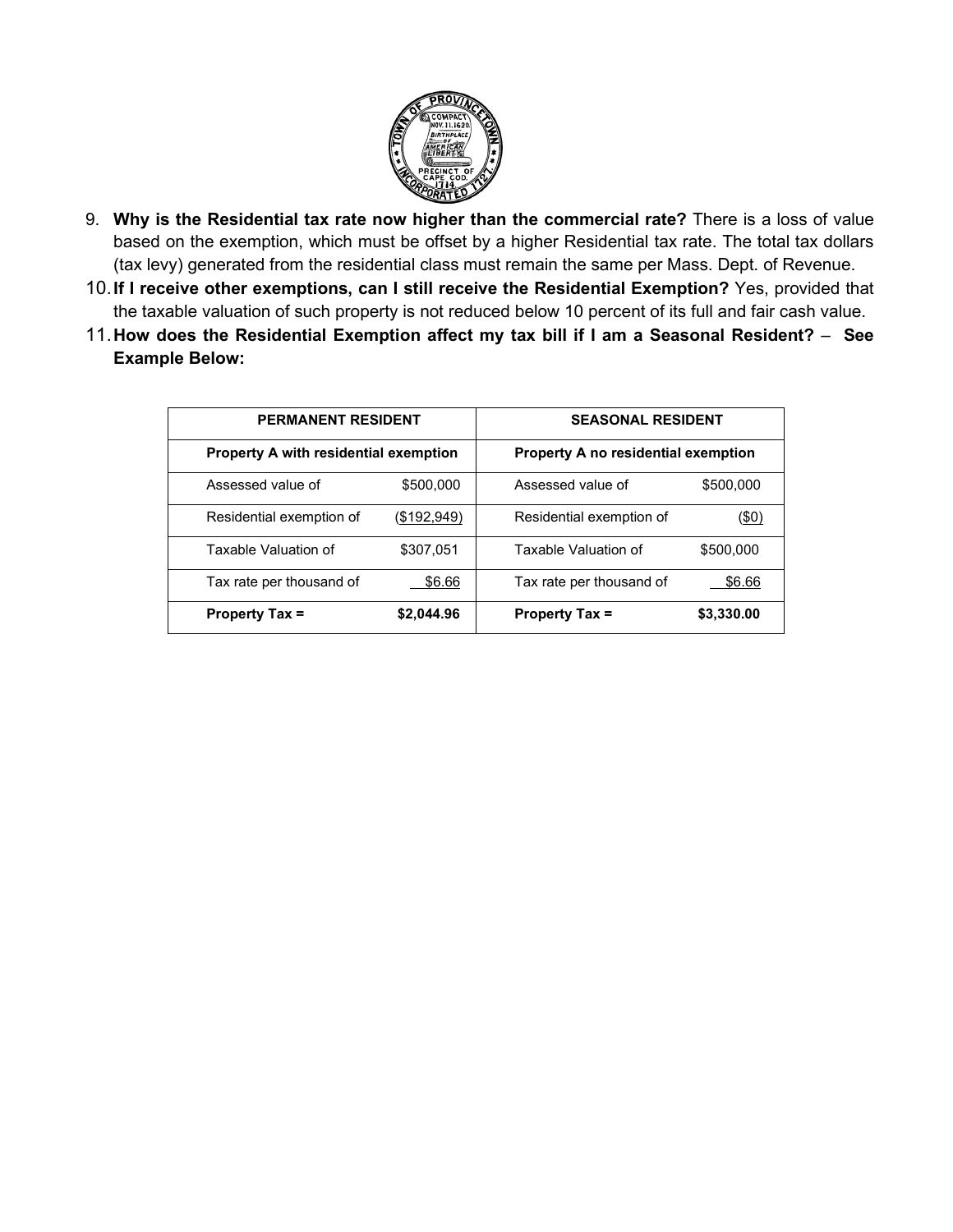9. **Why is the Residential tax rate now higher than the commercial rate?** There is a loss of value based on the exemption, which must be offset by a higher Residential tax rate. The total tax dollars (tax levy) generated from the residential class must remain the same per Mass. Dept. of Revenue.
10. **If I receive other exemptions, can I still receive the Residential Exemption?** Yes, provided that the taxable valuation of such property is not reduced below 10 percent of its full and fair cash value.
11. **How does the Residential Exemption affect my tax bill if I am a Seasonal Resident?** – **See Example Below:**

| **PERMANENT RESIDENT** | | **SEASONAL RESIDENT** | |
|---|---|---|---|
| **Property A with residential exemption** | | **Property A no residential exemption** | |
| Assessed value of | $500,000 | Assessed value of | $500,000 |
| Residential exemption of | ($192,949) | Residential exemption of | ($0) |
| Taxable Valuation of | $307,051 | Taxable Valuation of | $500,000 |
| Tax rate per thousand of | $6.66 | Tax rate per thousand of | $6.66 |
| **Property Tax =** | **$2,044.96** | **Property Tax =** | **$3,330.00** |